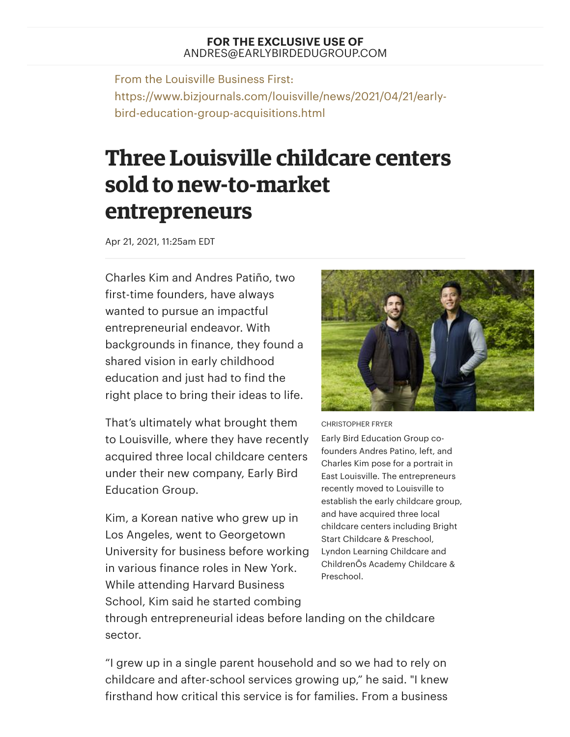**FOR THE EXCLUSIVE USE OF**
ANDRES@EARLYBIRDEDUGROUP.COM

From the Louisville Business First:
https://www.bizjournals.com/louisville/news/2021/04/21/early-bird-education-group-acquisitions.html

# Three Louisville childcare centers sold to new-to-market entrepreneurs

Apr 21, 2021, 11:25am EDT

Charles Kim and Andres Patiño, two first-time founders, have always wanted to pursue an impactful entrepreneurial endeavor. With backgrounds in finance, they found a shared vision in early childhood education and just had to find the right place to bring their ideas to life.

That's ultimately what brought them to Louisville, where they have recently acquired three local childcare centers under their new company, Early Bird Education Group.

CHRISTOPHER FRYER

Early Bird Education Group co-founders Andres Patino, left, and Charles Kim pose for a portrait in East Louisville. The entrepreneurs recently moved to Louisville to establish the early childcare group, and have acquired three local childcare centers including Bright Start Childcare & Preschool, Lyndon Learning Childcare and ChildrenÕs Academy Childcare & Preschool.

Kim, a Korean native who grew up in Los Angeles, went to Georgetown University for business before working in various finance roles in New York. While attending Harvard Business School, Kim said he started combing through entrepreneurial ideas before landing on the childcare sector.

"I grew up in a single parent household and so we had to rely on childcare and after-school services growing up," he said. "I knew firsthand how critical this service is for families. From a business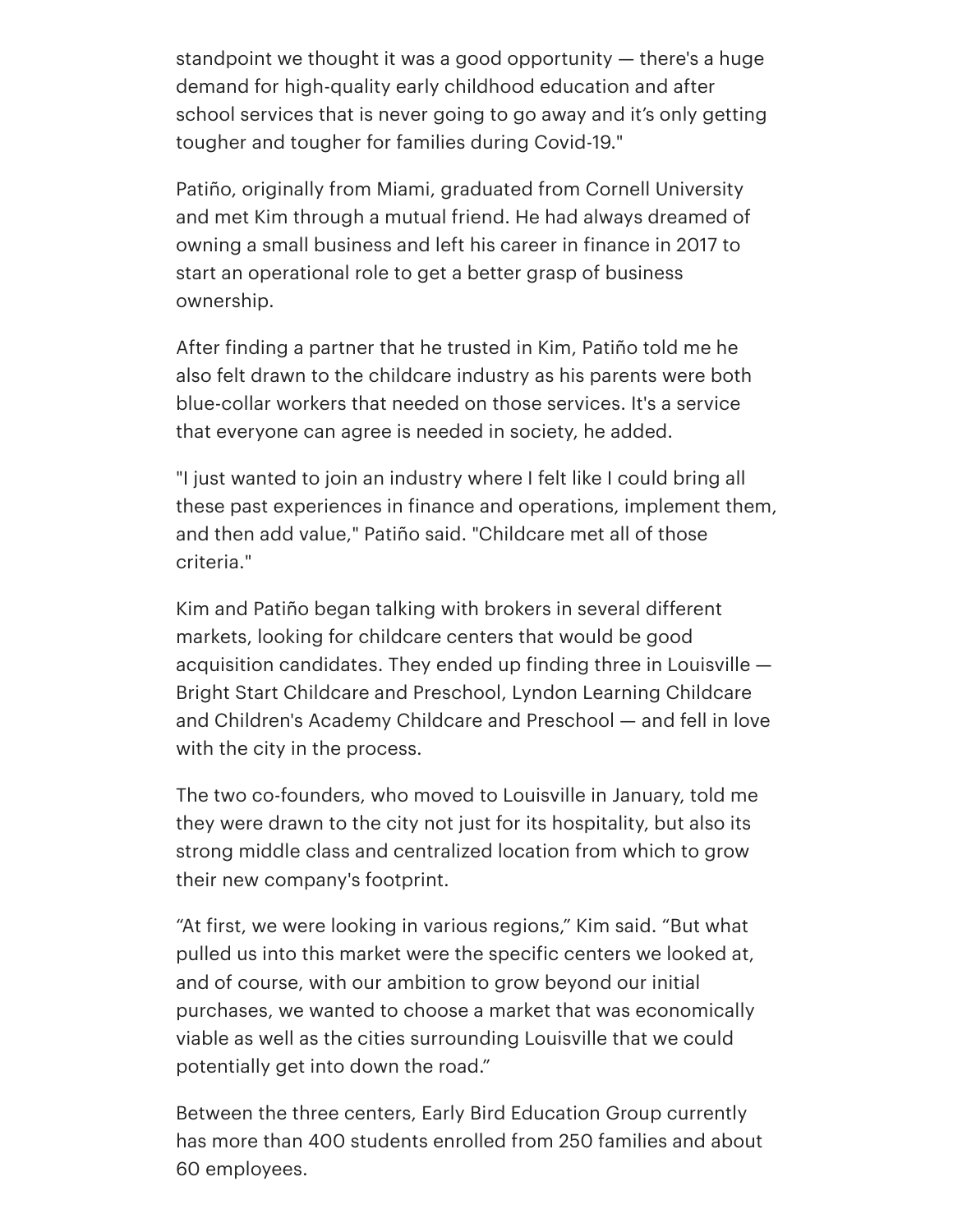standpoint we thought it was a good opportunity — there's a huge demand for high-quality early childhood education and after school services that is never going to go away and it's only getting tougher and tougher for families during Covid-19."

Patiño, originally from Miami, graduated from Cornell University and met Kim through a mutual friend. He had always dreamed of owning a small business and left his career in finance in 2017 to start an operational role to get a better grasp of business ownership.

After finding a partner that he trusted in Kim, Patiño told me he also felt drawn to the childcare industry as his parents were both blue-collar workers that needed on those services. It's a service that everyone can agree is needed in society, he added.

"I just wanted to join an industry where I felt like I could bring all these past experiences in finance and operations, implement them, and then add value," Patiño said. "Childcare met all of those criteria."

Kim and Patiño began talking with brokers in several different markets, looking for childcare centers that would be good acquisition candidates. They ended up finding three in Louisville — Bright Start Childcare and Preschool, Lyndon Learning Childcare and Children's Academy Childcare and Preschool — and fell in love with the city in the process.

The two co-founders, who moved to Louisville in January, told me they were drawn to the city not just for its hospitality, but also its strong middle class and centralized location from which to grow their new company's footprint.

"At first, we were looking in various regions," Kim said. "But what pulled us into this market were the specific centers we looked at, and of course, with our ambition to grow beyond our initial purchases, we wanted to choose a market that was economically viable as well as the cities surrounding Louisville that we could potentially get into down the road."

Between the three centers, Early Bird Education Group currently has more than 400 students enrolled from 250 families and about 60 employees.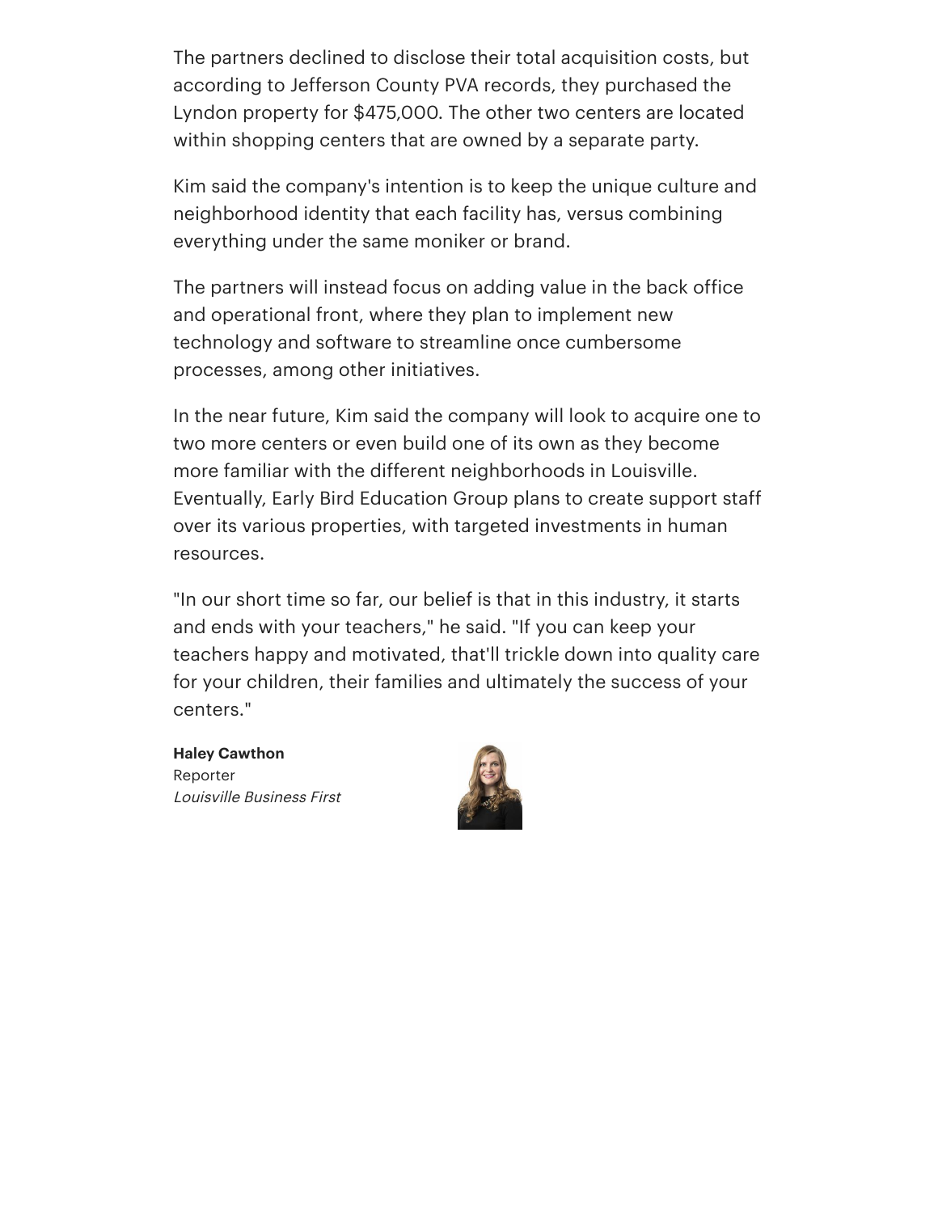The partners declined to disclose their total acquisition costs, but according to Jefferson County PVA records, they purchased the Lyndon property for $475,000. The other two centers are located within shopping centers that are owned by a separate party.

Kim said the company's intention is to keep the unique culture and neighborhood identity that each facility has, versus combining everything under the same moniker or brand.

The partners will instead focus on adding value in the back office and operational front, where they plan to implement new technology and software to streamline once cumbersome processes, among other initiatives.

In the near future, Kim said the company will look to acquire one to two more centers or even build one of its own as they become more familiar with the different neighborhoods in Louisville. Eventually, Early Bird Education Group plans to create support staff over its various properties, with targeted investments in human resources.

"In our short time so far, our belief is that in this industry, it starts and ends with your teachers," he said. "If you can keep your teachers happy and motivated, that'll trickle down into quality care for your children, their families and ultimately the success of your centers."

**Haley Cawthon**
Reporter
*Louisville Business First*